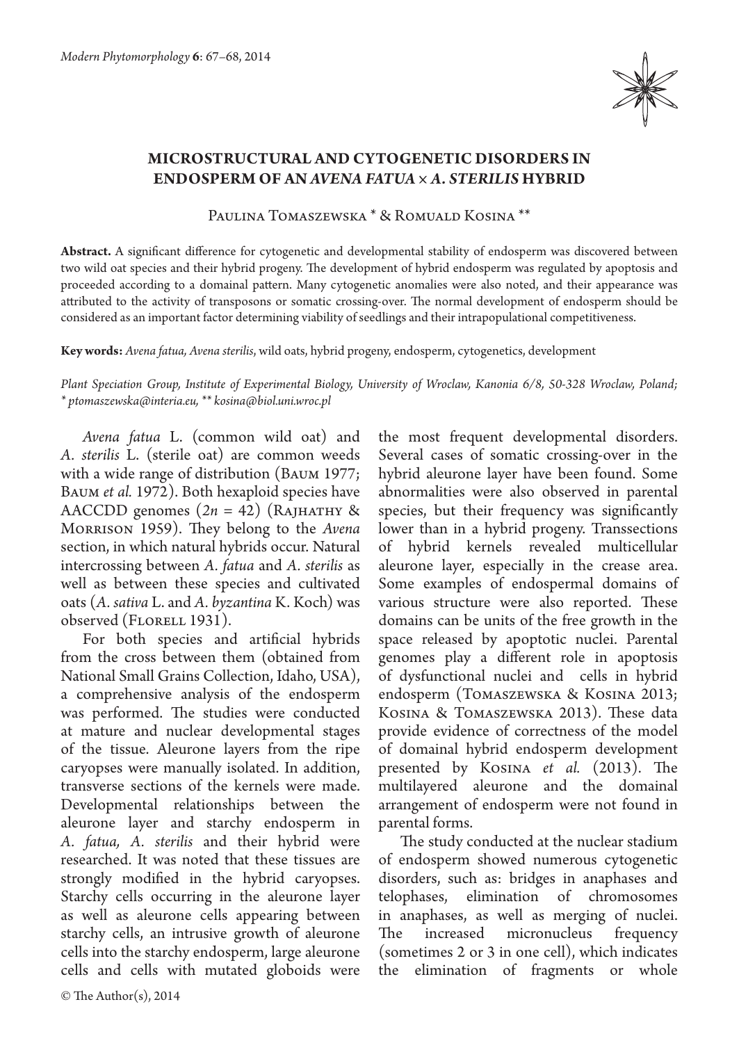# MICROSTRUCTURAL AND CYTOGENETIC DISORDERS IN ENDOSPERM OF AN *AVENA FATUA* × *A. STERILIS* HYBRID

Paulina Tomaszewska * & Romuald Kosina **

**Abstract.** A significant difference for cytogenetic and developmental stability of endosperm was discovered between two wild oat species and their hybrid progeny. The development of hybrid endosperm was regulated by apoptosis and proceeded according to a domainal pattern. Many cytogenetic anomalies were also noted, and their appearance was attributed to the activity of transposons or somatic crossing-over. The normal development of endosperm should be considered as an important factor determining viability of seedlings and their intrapopulational competitiveness.

**Key words:** *Avena fatua, Avena sterilis*, wild oats, hybrid progeny, endosperm, cytogenetics, development

*Plant Speciation Group, Institute of Experimental Biology, University of Wroclaw, Kanonia 6/8, 50-328 Wroclaw, Poland; * ptomaszewska@interia.eu, ** kosina@biol.uni.wroc.pl*

*Avena fatua* L. (common wild oat) and *A. sterilis* L. (sterile oat) are common weeds with a wide range of distribution (Baum 1977; Baum *et al.* 1972). Both hexaploid species have AACCDD genomes ($2n = 42$) (Rajhathy & Morrison 1959). They belong to the *Avena* section, in which natural hybrids occur. Natural intercrossing between *A. fatua* and *A. sterilis* as well as between these species and cultivated oats (*A. sativa* L. and *A. byzantina* K. Koch) was observed (Florell 1931).

For both species and artificial hybrids from the cross between them (obtained from National Small Grains Collection, Idaho, USA), a comprehensive analysis of the endosperm was performed. The studies were conducted at mature and nuclear developmental stages of the tissue. Aleurone layers from the ripe caryopses were manually isolated. In addition, transverse sections of the kernels were made. Developmental relationships between the aleurone layer and starchy endosperm in *A. fatua*, *A. sterilis* and their hybrid were researched. It was noted that these tissues are strongly modified in the hybrid caryopses. Starchy cells occurring in the aleurone layer as well as aleurone cells appearing between starchy cells, an intrusive growth of aleurone cells into the starchy endosperm, large aleurone cells and cells with mutated globoids were the most frequent developmental disorders. Several cases of somatic crossing-over in the hybrid aleurone layer have been found. Some abnormalities were also observed in parental species, but their frequency was significantly lower than in a hybrid progeny. Transsections of hybrid kernels revealed multicellular aleurone layer, especially in the crease area. Some examples of endospermal domains of various structure were also reported. These domains can be units of the free growth in the space released by apoptotic nuclei. Parental genomes play a different role in apoptosis of dysfunctional nuclei and cells in hybrid endosperm (Tomaszewska & Kosina 2013; Kosina & Tomaszewska 2013). These data provide evidence of correctness of the model of domainal hybrid endosperm development presented by Kosina *et al.* (2013). The multilayered aleurone and the domainal arrangement of endosperm were not found in parental forms.

The study conducted at the nuclear stadium of endosperm showed numerous cytogenetic disorders, such as: bridges in anaphases and telophases, elimination of chromosomes in anaphases, as well as merging of nuclei. The increased micronucleus frequency (sometimes 2 or 3 in one cell), which indicates the elimination of fragments or whole

© The Author(s), 2014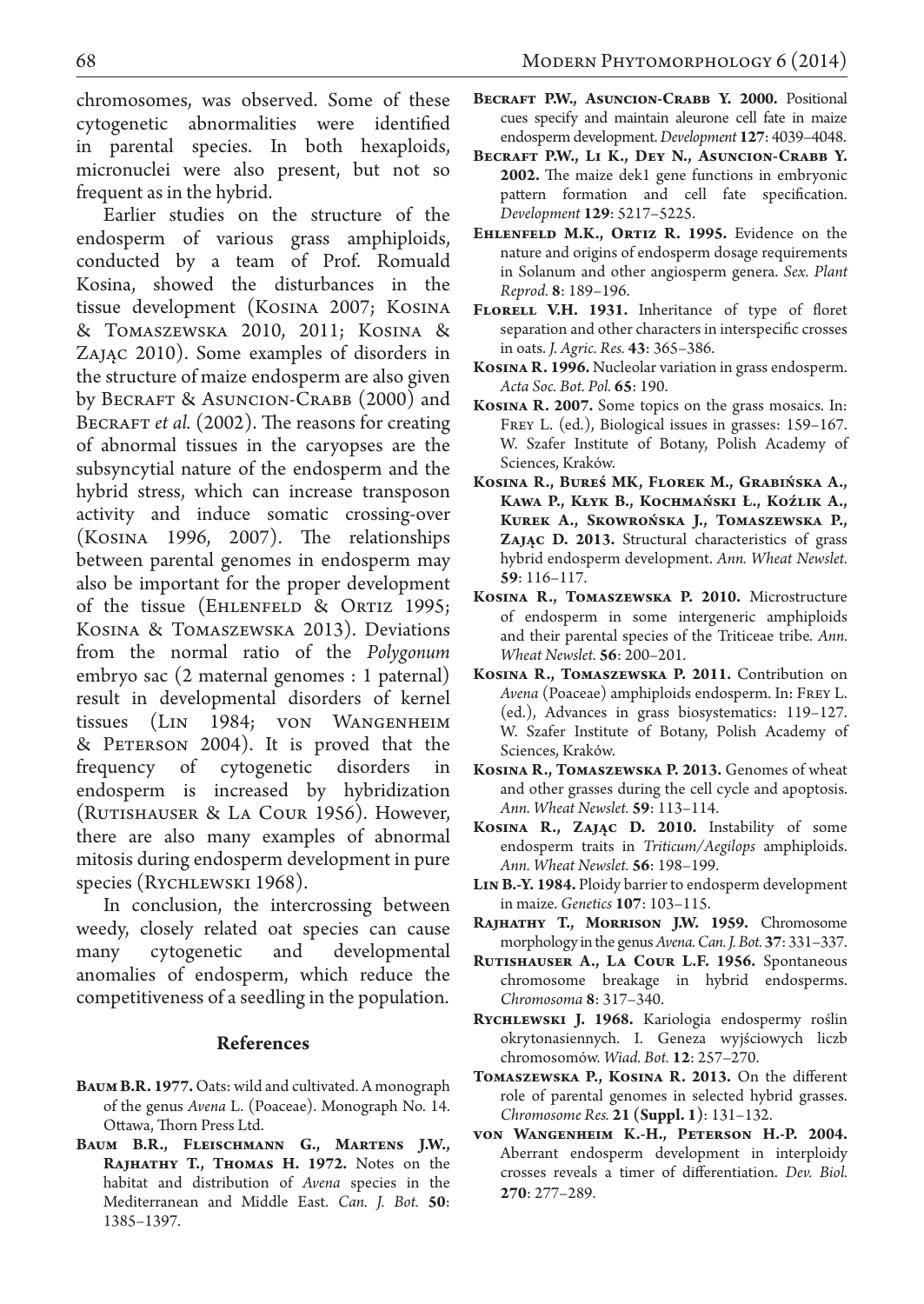chromosomes, was observed. Some of these cytogenetic abnormalities were identified in parental species. In both hexaploids, micronuclei were also present, but not so frequent as in the hybrid.

Earlier studies on the structure of the endosperm of various grass amphiploids, conducted by a team of Prof. Romuald Kosina, showed the disturbances in the tissue development (Kosina 2007; Kosina & Tomaszewska 2010, 2011; Kosina & Zając 2010). Some examples of disorders in the structure of maize endosperm are also given by Becraft & Asuncion-Crabb (2000) and Becraft *et al.* (2002). The reasons for creating of abnormal tissues in the caryopses are the subsyncytial nature of the endosperm and the hybrid stress, which can increase transposon activity and induce somatic crossing-over (Kosina 1996, 2007). The relationships between parental genomes in endosperm may also be important for the proper development of the tissue (Ehlenfeld & Ortiz 1995; Kosina & Tomaszewska 2013). Deviations from the normal ratio of the *Polygonum* embryo sac (2 maternal genomes : 1 paternal) result in developmental disorders of kernel tissues (Lin 1984; von Wangenheim & Peterson 2004). It is proved that the frequency of cytogenetic disorders in endosperm is increased by hybridization (Rutishauser & La Cour 1956). However, there are also many examples of abnormal mitosis during endosperm development in pure species (Rychlewski 1968).

In conclusion, the intercrossing between weedy, closely related oat species can cause many cytogenetic and developmental anomalies of endosperm, which reduce the competitiveness of a seedling in the population.

## References

**Baum B.R. 1977.** Oats: wild and cultivated. A monograph of the genus *Avena* L. (Poaceae). Monograph No. 14. Ottawa, Thorn Press Ltd.

**Baum B.R., Fleischmann G., Martens J.W., Rajhathy T., Thomas H. 1972.** Notes on the habitat and distribution of *Avena* species in the Mediterranean and Middle East. *Can. J. Bot.* **50**: 1385–1397.

**Becraft P.W., Asuncion-Crabb Y. 2000.** Positional cues specify and maintain aleurone cell fate in maize endosperm development. *Development* **127**: 4039–4048.

**Becraft P.W., Li K., Dey N., Asuncion-Crabb Y. 2002.** The maize dek1 gene functions in embryonic pattern formation and cell fate specification. *Development* **129**: 5217–5225.

**Ehlenfeld M.K., Ortiz R. 1995.** Evidence on the nature and origins of endosperm dosage requirements in Solanum and other angiosperm genera. *Sex. Plant Reprod.* **8**: 189–196.

**Florell V.H. 1931.** Inheritance of type of floret separation and other characters in interspecific crosses in oats. *J. Agric. Res.* **43**: 365–386.

**Kosina R. 1996.** Nucleolar variation in grass endosperm. *Acta Soc. Bot. Pol.* **65**: 190.

**Kosina R. 2007.** Some topics on the grass mosaics. In: Frey L. (ed.), Biological issues in grasses: 159–167. W. Szafer Institute of Botany, Polish Academy of Sciences, Kraków.

**Kosina R., Bureś MK, Florek M., Grabińska A., Kawa P., Kłyk B., Kochmański Ł., Koźlik A., Kurek A., Skowrońska J., Tomaszewska P., Zając D. 2013.** Structural characteristics of grass hybrid endosperm development. *Ann. Wheat Newslet.* **59**: 116–117.

**Kosina R., Tomaszewska P. 2010.** Microstructure of endosperm in some intergeneric amphiploids and their parental species of the Triticeae tribe. *Ann. Wheat Newslet.* **56**: 200–201.

**Kosina R., Tomaszewska P. 2011.** Contribution on *Avena* (Poaceae) amphiploids endosperm. In: Frey L. (ed.), Advances in grass biosystematics: 119–127. W. Szafer Institute of Botany, Polish Academy of Sciences, Kraków.

**Kosina R., Tomaszewska P. 2013.** Genomes of wheat and other grasses during the cell cycle and apoptosis. *Ann. Wheat Newslet.* **59**: 113–114.

**Kosina R., Zając D. 2010.** Instability of some endosperm traits in *Triticum/Aegilops* amphiploids. *Ann. Wheat Newslet.* **56**: 198–199.

**Lin B.-Y. 1984.** Ploidy barrier to endosperm development in maize. *Genetics* **107**: 103–115.

**Rajhathy T., Morrison J.W. 1959.** Chromosome morphology in the genus *Avena*. *Can. J. Bot.* **37**: 331–337.

**Rutishauser A., La Cour L.F. 1956.** Spontaneous chromosome breakage in hybrid endosperms. *Chromosoma* **8**: 317–340.

**Rychlewski J. 1968.** Kariologia endospermy roślin okrytonasiennych. I. Geneza wyjściowych liczb chromosomów. *Wiad. Bot.* **12**: 257–270.

**Tomaszewska P., Kosina R. 2013.** On the different role of parental genomes in selected hybrid grasses. *Chromosome Res.* **21 (Suppl. 1)**: 131–132.

**von Wangenheim K.-H., Peterson H.-P. 2004.** Aberrant endosperm development in interploidy crosses reveals a timer of differentiation. *Dev. Biol.* **270**: 277–289.